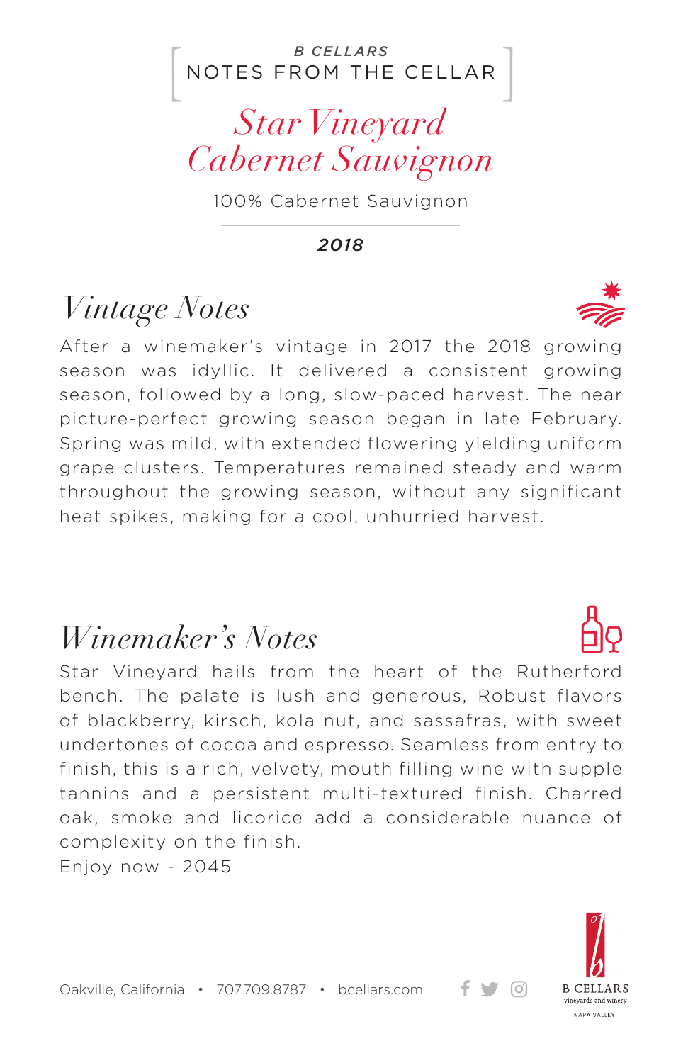B CELLARS

NOTES FROM THE CELLAR

# *Star Vineyard Cabernet Sauvignon*

100% Cabernet Sauvignon

**2018**

## *Vintage Notes*

After a winemaker's vintage in 2017 the 2018 growing season was idyllic. It delivered a consistent growing season, followed by a long, slow-paced harvest. The near picture-perfect growing season began in late February. Spring was mild, with extended flowering yielding uniform grape clusters. Temperatures remained steady and warm throughout the growing season, without any significant heat spikes, making for a cool, unhurried harvest.

## *Winemaker's Notes*

Star Vineyard hails from the heart of the Rutherford bench. The palate is lush and generous, Robust flavors of blackberry, kirsch, kola nut, and sassafras, with sweet undertones of cocoa and espresso. Seamless from entry to finish, this is a rich, velvety, mouth filling wine with supple tannins and a persistent multi-textured finish. Charred oak, smoke and licorice add a considerable nuance of complexity on the finish.

Enjoy now - 2045

Oakville, California • 707.709.8787 • bcellars.com

B CELLARS vineyards and winery NAPA VALLEY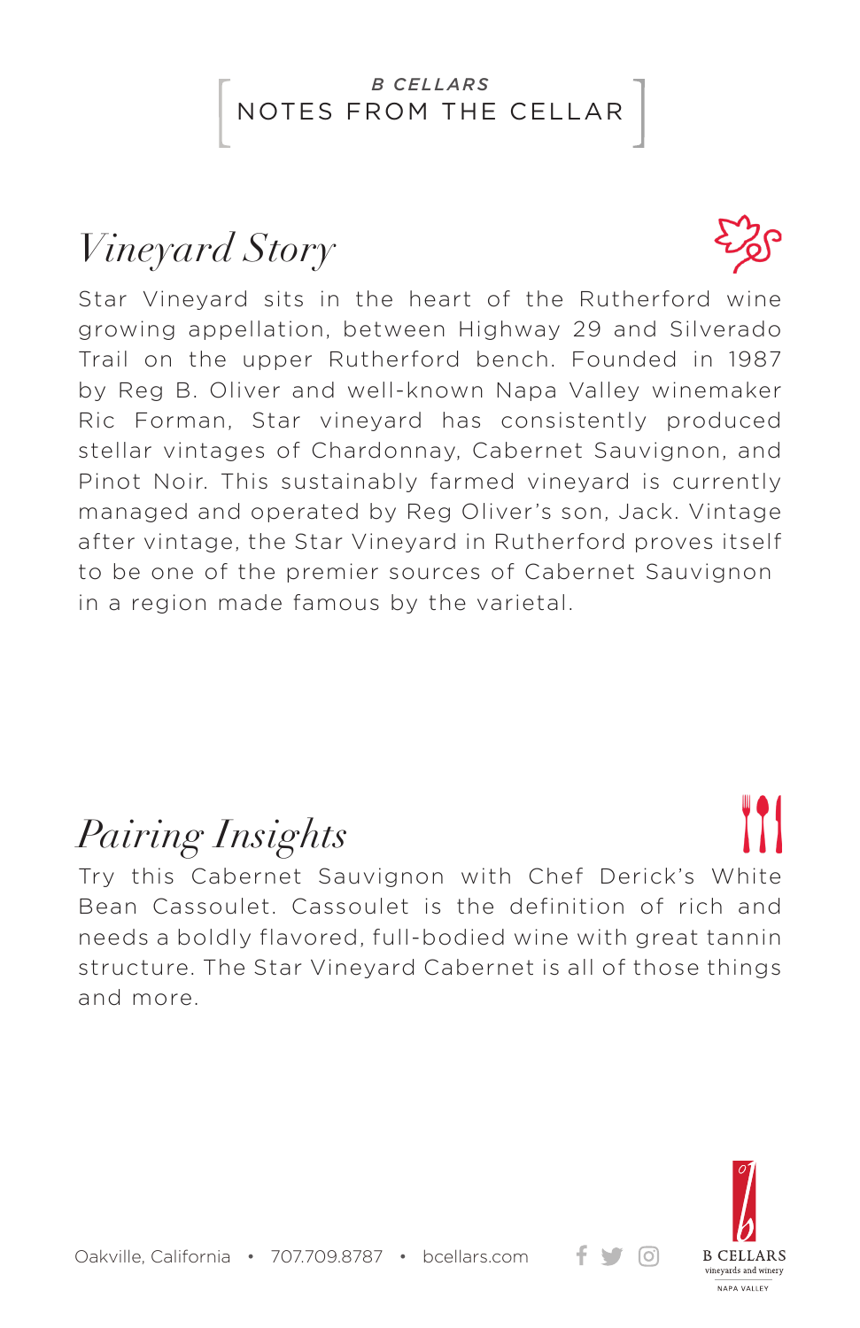B CELLARS
NOTES FROM THE CELLAR

## *Vineyard Story*

Star Vineyard sits in the heart of the Rutherford wine growing appellation, between Highway 29 and Silverado Trail on the upper Rutherford bench. Founded in 1987 by Reg B. Oliver and well-known Napa Valley winemaker Ric Forman, Star vineyard has consistently produced stellar vintages of Chardonnay, Cabernet Sauvignon, and Pinot Noir. This sustainably farmed vineyard is currently managed and operated by Reg Oliver's son, Jack. Vintage after vintage, the Star Vineyard in Rutherford proves itself to be one of the premier sources of Cabernet Sauvignon in a region made famous by the varietal.

## *Pairing Insights*

Try this Cabernet Sauvignon with Chef Derick's White Bean Cassoulet. Cassoulet is the definition of rich and needs a boldly flavored, full-bodied wine with great tannin structure. The Star Vineyard Cabernet is all of those things and more.

Oakville, California • 707.709.8787 • bcellars.com

B CELLARS
vineyards and winery
NAPA VALLEY